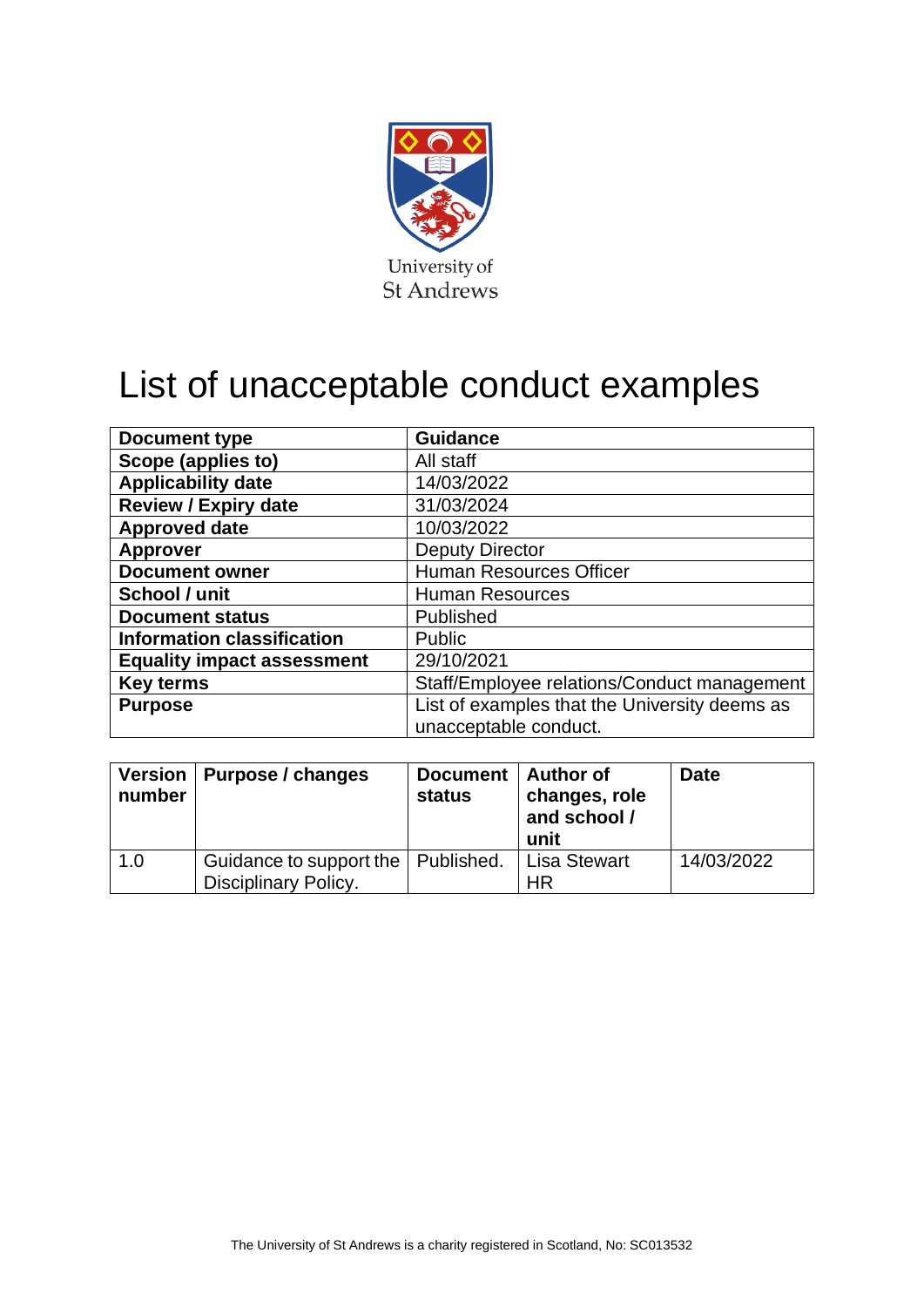University of St Andrews

# List of unacceptable conduct examples

| Document type | Guidance |
|---|---|
| Scope (applies to) | All staff |
| Applicability date | 14/03/2022 |
| Review / Expiry date | 31/03/2024 |
| Approved date | 10/03/2022 |
| Approver | Deputy Director |
| Document owner | Human Resources Officer |
| School / unit | Human Resources |
| Document status | Published |
| Information classification | Public |
| Equality impact assessment | 29/10/2021 |
| Key terms | Staff/Employee relations/Conduct management |
| Purpose | List of examples that the University deems as unacceptable conduct. |

| Version number | Purpose / changes | Document status | Author of changes, role and school / unit | Date |
|---|---|---|---|---|
| 1.0 | Guidance to support the Disciplinary Policy. | Published. | Lisa Stewart HR | 14/03/2022 |

The University of St Andrews is a charity registered in Scotland, No: SC013532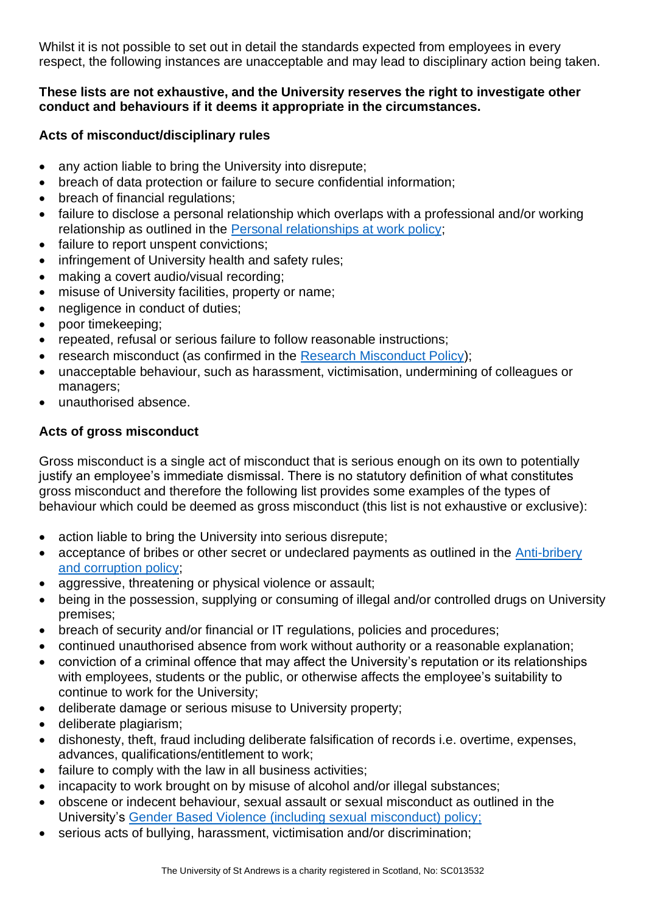Whilst it is not possible to set out in detail the standards expected from employees in every respect, the following instances are unacceptable and may lead to disciplinary action being taken.

**These lists are not exhaustive, and the University reserves the right to investigate other conduct and behaviours if it deems it appropriate in the circumstances.**

**Acts of misconduct/disciplinary rules**

- any action liable to bring the University into disrepute;
- breach of data protection or failure to secure confidential information;
- breach of financial regulations;
- failure to disclose a personal relationship which overlaps with a professional and/or working relationship as outlined in the [Personal relationships at work policy](#);
- failure to report unspent convictions;
- infringement of University health and safety rules;
- making a covert audio/visual recording;
- misuse of University facilities, property or name;
- negligence in conduct of duties;
- poor timekeeping;
- repeated, refusal or serious failure to follow reasonable instructions;
- research misconduct (as confirmed in the [Research Misconduct Policy](#));
- unacceptable behaviour, such as harassment, victimisation, undermining of colleagues or managers;
- unauthorised absence.

**Acts of gross misconduct**

Gross misconduct is a single act of misconduct that is serious enough on its own to potentially justify an employee's immediate dismissal. There is no statutory definition of what constitutes gross misconduct and therefore the following list provides some examples of the types of behaviour which could be deemed as gross misconduct (this list is not exhaustive or exclusive):

- action liable to bring the University into serious disrepute;
- acceptance of bribes or other secret or undeclared payments as outlined in the [Anti-bribery and corruption policy](#);
- aggressive, threatening or physical violence or assault;
- being in the possession, supplying or consuming of illegal and/or controlled drugs on University premises;
- breach of security and/or financial or IT regulations, policies and procedures;
- continued unauthorised absence from work without authority or a reasonable explanation;
- conviction of a criminal offence that may affect the University's reputation or its relationships with employees, students or the public, or otherwise affects the employee's suitability to continue to work for the University;
- deliberate damage or serious misuse to University property;
- deliberate plagiarism;
- dishonesty, theft, fraud including deliberate falsification of records i.e. overtime, expenses, advances, qualifications/entitlement to work;
- failure to comply with the law in all business activities;
- incapacity to work brought on by misuse of alcohol and/or illegal substances;
- obscene or indecent behaviour, sexual assault or sexual misconduct as outlined in the University's [Gender Based Violence (including sexual misconduct) policy;](#)
- serious acts of bullying, harassment, victimisation and/or discrimination;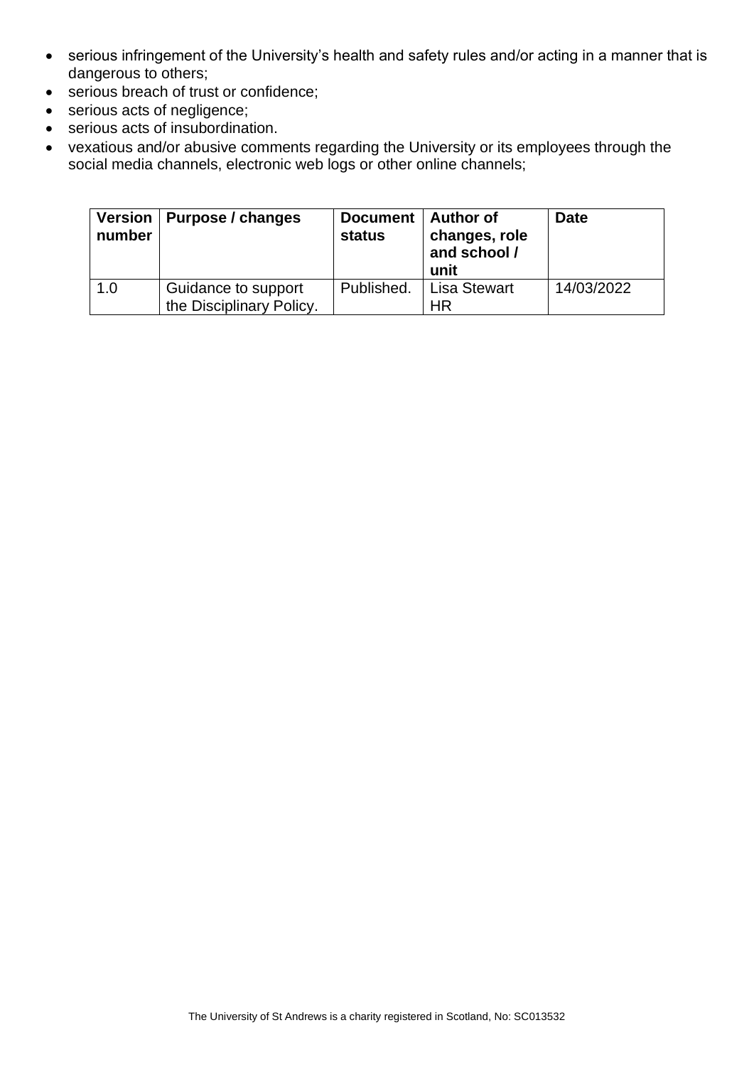- serious infringement of the University's health and safety rules and/or acting in a manner that is dangerous to others;
- serious breach of trust or confidence;
- serious acts of negligence;
- serious acts of insubordination.
- vexatious and/or abusive comments regarding the University or its employees through the social media channels, electronic web logs or other online channels;

| Version number | Purpose / changes | Document status | Author of changes, role and school / unit | Date |
|---|---|---|---|---|
| 1.0 | Guidance to support the Disciplinary Policy. | Published. | Lisa Stewart HR | 14/03/2022 |

The University of St Andrews is a charity registered in Scotland, No: SC013532